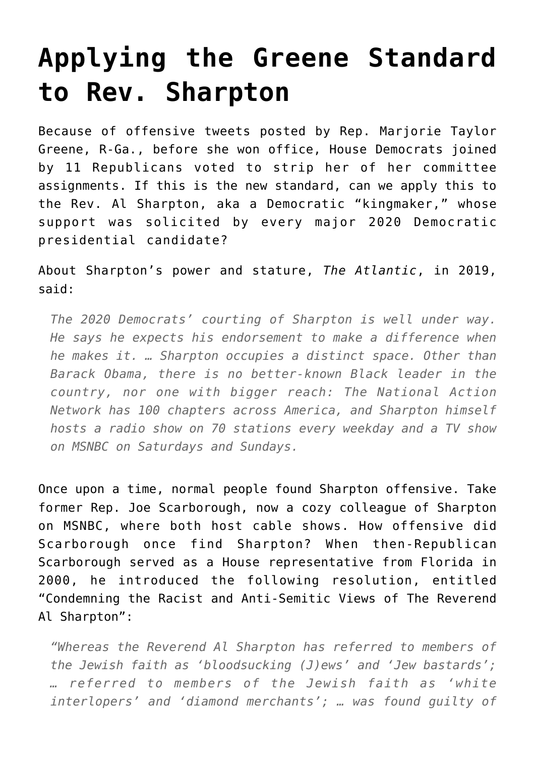# Applying the Greene Standard to Rev. Sharpton

Because of offensive tweets posted by Rep. Marjorie Taylor Greene, R-Ga., before she won office, House Democrats joined by 11 Republicans voted to strip her of her committee assignments. If this is the new standard, can we apply this to the Rev. Al Sharpton, aka a Democratic "kingmaker," whose support was solicited by every major 2020 Democratic presidential candidate?

About Sharpton's power and stature, *The Atlantic*, in 2019, said:

> *The 2020 Democrats' courting of Sharpton is well under way. He says he expects his endorsement to make a difference when he makes it. … Sharpton occupies a distinct space. Other than Barack Obama, there is no better-known Black leader in the country, nor one with bigger reach: The National Action Network has 100 chapters across America, and Sharpton himself hosts a radio show on 70 stations every weekday and a TV show on MSNBC on Saturdays and Sundays.*

Once upon a time, normal people found Sharpton offensive. Take former Rep. Joe Scarborough, now a cozy colleague of Sharpton on MSNBC, where both host cable shows. How offensive did Scarborough once find Sharpton? When then-Republican Scarborough served as a House representative from Florida in 2000, he introduced the following resolution, entitled "Condemning the Racist and Anti-Semitic Views of The Reverend Al Sharpton":

> *"Whereas the Reverend Al Sharpton has referred to members of the Jewish faith as 'bloodsucking (J)ews' and 'Jew bastards'; … referred to members of the Jewish faith as 'white interlopers' and 'diamond merchants'; … was found guilty of*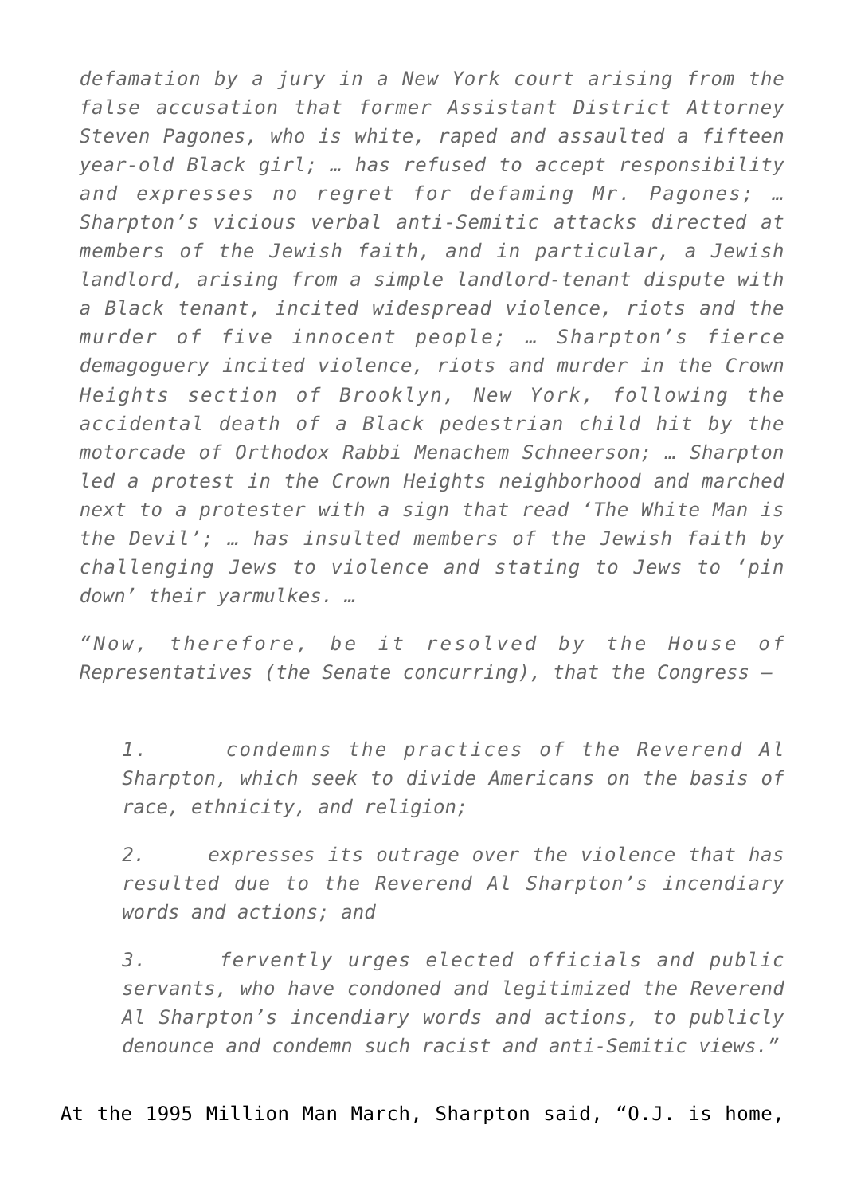*defamation by a jury in a New York court arising from the false accusation that former Assistant District Attorney Steven Pagones, who is white, raped and assaulted a fifteen year-old Black girl; … has refused to accept responsibility and expresses no regret for defaming Mr. Pagones; … Sharpton's vicious verbal anti-Semitic attacks directed at members of the Jewish faith, and in particular, a Jewish landlord, arising from a simple landlord-tenant dispute with a Black tenant, incited widespread violence, riots and the murder of five innocent people; … Sharpton's fierce demagoguery incited violence, riots and murder in the Crown Heights section of Brooklyn, New York, following the accidental death of a Black pedestrian child hit by the motorcade of Orthodox Rabbi Menachem Schneerson; … Sharpton led a protest in the Crown Heights neighborhood and marched next to a protester with a sign that read 'The White Man is the Devil'; … has insulted members of the Jewish faith by challenging Jews to violence and stating to Jews to 'pin down' their yarmulkes. …*

*"Now, therefore, be it resolved by the House of Representatives (the Senate concurring), that the Congress —*

> 1. *condemns the practices of the Reverend Al Sharpton, which seek to divide Americans on the basis of race, ethnicity, and religion;*
> 2. *expresses its outrage over the violence that has resulted due to the Reverend Al Sharpton's incendiary words and actions; and*
> 3. *fervently urges elected officials and public servants, who have condoned and legitimized the Reverend Al Sharpton's incendiary words and actions, to publicly denounce and condemn such racist and anti-Semitic views."*

At the 1995 Million Man March, Sharpton said, "O.J. is home,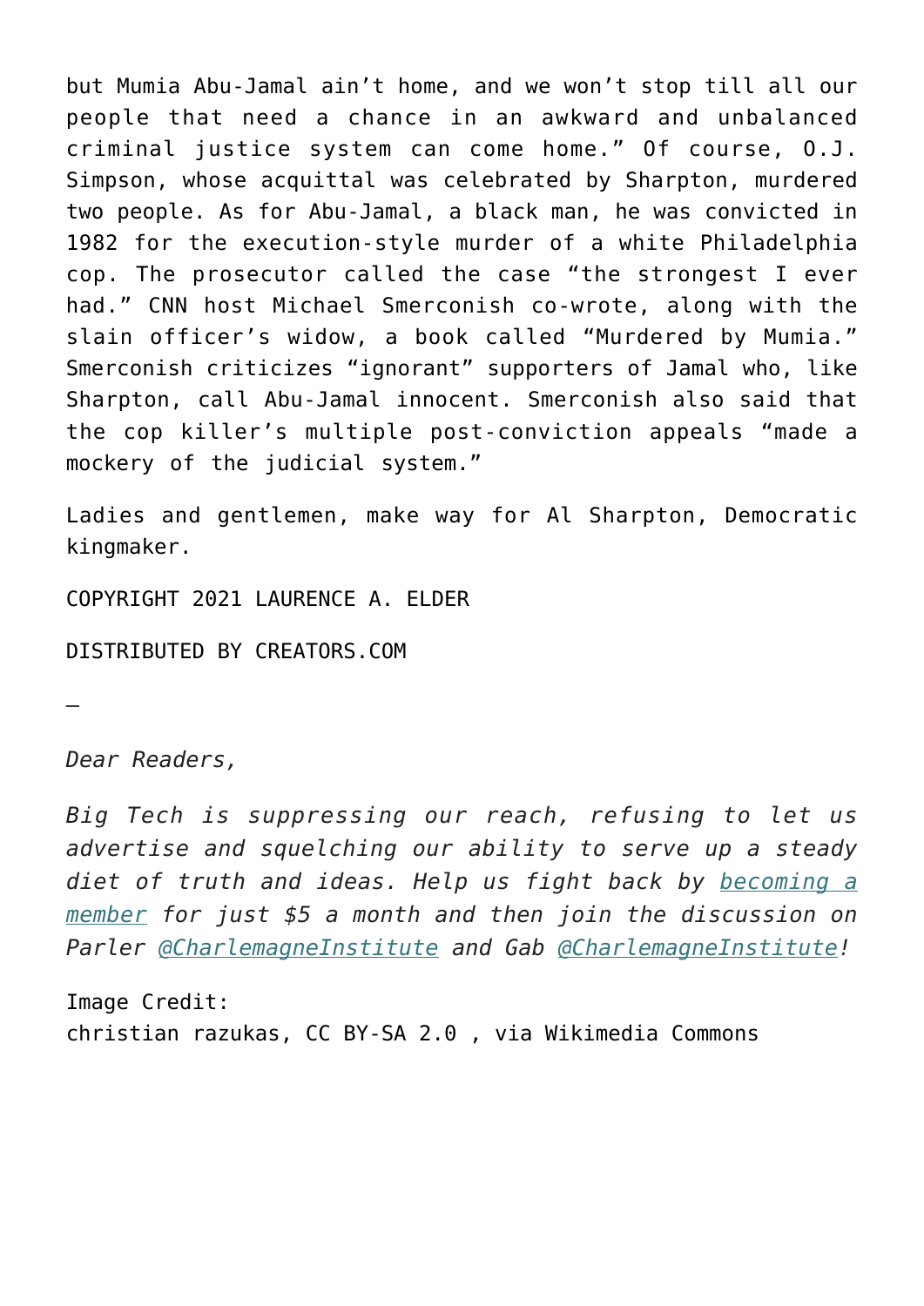but Mumia Abu-Jamal ain't home, and we won't stop till all our people that need a chance in an awkward and unbalanced criminal justice system can come home." Of course, O.J. Simpson, whose acquittal was celebrated by Sharpton, murdered two people. As for Abu-Jamal, a black man, he was convicted in 1982 for the execution-style murder of a white Philadelphia cop. The prosecutor called the case "the strongest I ever had." CNN host Michael Smerconish co-wrote, along with the slain officer's widow, a book called "Murdered by Mumia." Smerconish criticizes "ignorant" supporters of Jamal who, like Sharpton, call Abu-Jamal innocent. Smerconish also said that the cop killer's multiple post-conviction appeals "made a mockery of the judicial system."

Ladies and gentlemen, make way for Al Sharpton, Democratic kingmaker.

COPYRIGHT 2021 LAURENCE A. ELDER

DISTRIBUTED BY CREATORS.COM

—

*Dear Readers,*

*Big Tech is suppressing our reach, refusing to let us advertise and squelching our ability to serve up a steady diet of truth and ideas. Help us fight back by becoming a member for just $5 a month and then join the discussion on Parler @CharlemagneInstitute and Gab @CharlemagneInstitute!*

Image Credit:
christian razukas, CC BY-SA 2.0 , via Wikimedia Commons